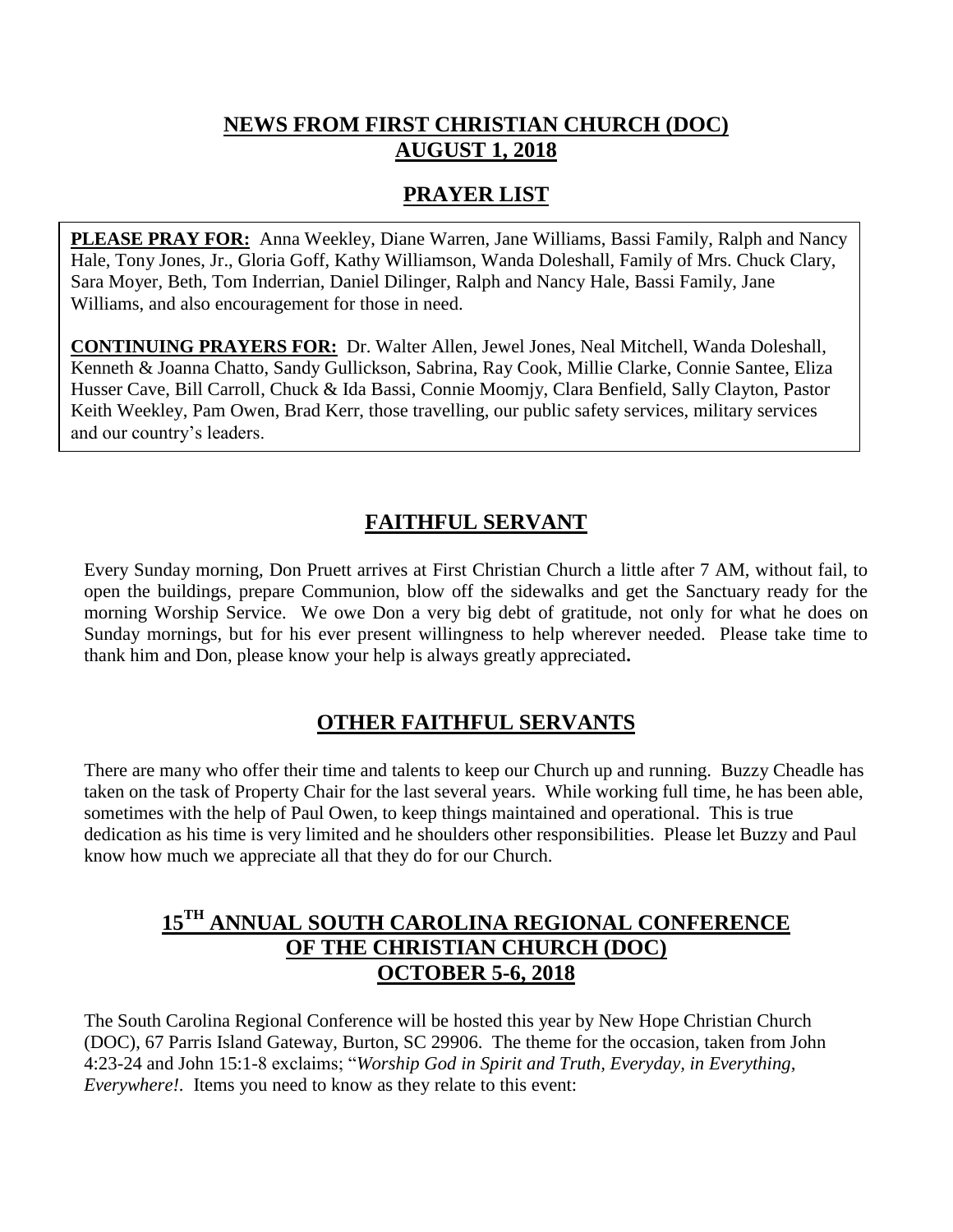## NEWS FROM FIRST CHRISTIAN CHURCH (DOC)
## AUGUST 1, 2018

## PRAYER LIST

**PLEASE PRAY FOR:** Anna Weekley, Diane Warren, Jane Williams, Bassi Family, Ralph and Nancy Hale, Tony Jones, Jr., Gloria Goff, Kathy Williamson, Wanda Doleshall, Family of Mrs. Chuck Clary, Sara Moyer, Beth, Tom Inderrian, Daniel Dilinger, Ralph and Nancy Hale, Bassi Family, Jane Williams, and also encouragement for those in need.

**CONTINUING PRAYERS FOR:** Dr. Walter Allen, Jewel Jones, Neal Mitchell, Wanda Doleshall, Kenneth & Joanna Chatto, Sandy Gullickson, Sabrina, Ray Cook, Millie Clarke, Connie Santee, Eliza Husser Cave, Bill Carroll, Chuck & Ida Bassi, Connie Moomjy, Clara Benfield, Sally Clayton, Pastor Keith Weekley, Pam Owen, Brad Kerr, those travelling, our public safety services, military services and our country's leaders.

## FAITHFUL SERVANT

Every Sunday morning, Don Pruett arrives at First Christian Church a little after 7 AM, without fail, to open the buildings, prepare Communion, blow off the sidewalks and get the Sanctuary ready for the morning Worship Service. We owe Don a very big debt of gratitude, not only for what he does on Sunday mornings, but for his ever present willingness to help wherever needed. Please take time to thank him and Don, please know your help is always greatly appreciated**.**

## OTHER FAITHFUL SERVANTS

There are many who offer their time and talents to keep our Church up and running. Buzzy Cheadle has taken on the task of Property Chair for the last several years. While working full time, he has been able, sometimes with the help of Paul Owen, to keep things maintained and operational. This is true dedication as his time is very limited and he shoulders other responsibilities. Please let Buzzy and Paul know how much we appreciate all that they do for our Church.

## 15TH ANNUAL SOUTH CAROLINA REGIONAL CONFERENCE OF THE CHRISTIAN CHURCH (DOC)
## OCTOBER 5-6, 2018

The South Carolina Regional Conference will be hosted this year by New Hope Christian Church (DOC), 67 Parris Island Gateway, Burton, SC 29906. The theme for the occasion, taken from John 4:23-24 and John 15:1-8 exclaims; "*Worship God in Spirit and Truth, Everyday, in Everything, Everywhere!*. Items you need to know as they relate to this event: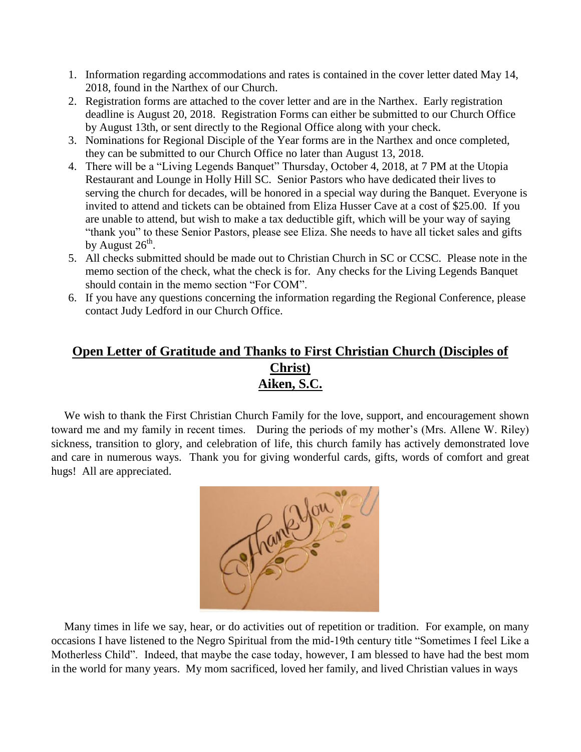1. Information regarding accommodations and rates is contained in the cover letter dated May 14, 2018, found in the Narthex of our Church.
2. Registration forms are attached to the cover letter and are in the Narthex. Early registration deadline is August 20, 2018. Registration Forms can either be submitted to our Church Office by August 13th, or sent directly to the Regional Office along with your check.
3. Nominations for Regional Disciple of the Year forms are in the Narthex and once completed, they can be submitted to our Church Office no later than August 13, 2018.
4. There will be a "Living Legends Banquet" Thursday, October 4, 2018, at 7 PM at the Utopia Restaurant and Lounge in Holly Hill SC. Senior Pastors who have dedicated their lives to serving the church for decades, will be honored in a special way during the Banquet. Everyone is invited to attend and tickets can be obtained from Eliza Husser Cave at a cost of $25.00. If you are unable to attend, but wish to make a tax deductible gift, which will be your way of saying "thank you" to these Senior Pastors, please see Eliza. She needs to have all ticket sales and gifts by August 26th.
5. All checks submitted should be made out to Christian Church in SC or CCSC. Please note in the memo section of the check, what the check is for. Any checks for the Living Legends Banquet should contain in the memo section "For COM".
6. If you have any questions concerning the information regarding the Regional Conference, please contact Judy Ledford in our Church Office.

## Open Letter of Gratitude and Thanks to First Christian Church (Disciples of Christ) Aiken, S.C.

We wish to thank the First Christian Church Family for the love, support, and encouragement shown toward me and my family in recent times. During the periods of my mother's (Mrs. Allene W. Riley) sickness, transition to glory, and celebration of life, this church family has actively demonstrated love and care in numerous ways. Thank you for giving wonderful cards, gifts, words of comfort and great hugs! All are appreciated.

Many times in life we say, hear, or do activities out of repetition or tradition. For example, on many occasions I have listened to the Negro Spiritual from the mid-19th century title "Sometimes I feel Like a Motherless Child". Indeed, that maybe the case today, however, I am blessed to have had the best mom in the world for many years. My mom sacrificed, loved her family, and lived Christian values in ways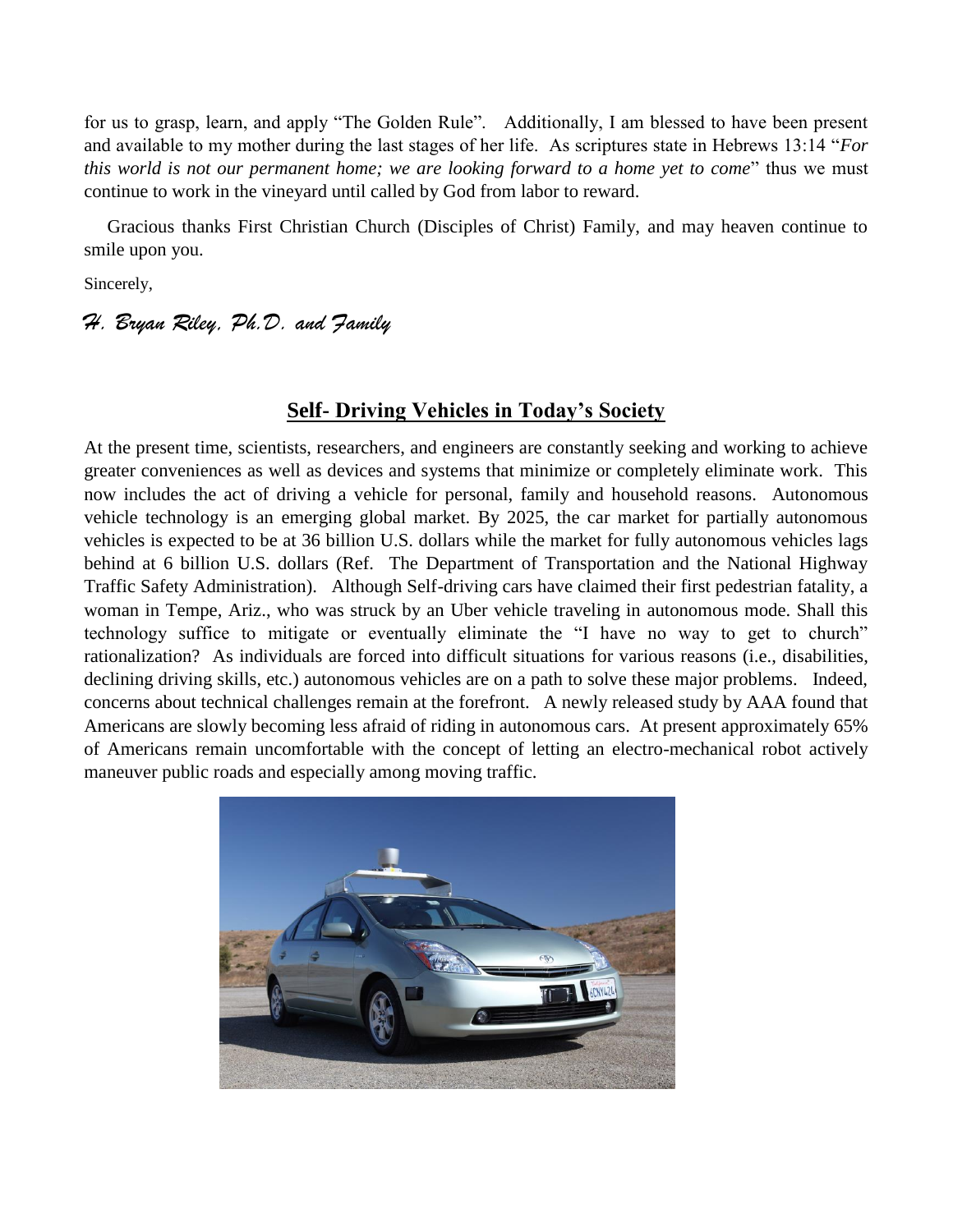for us to grasp, learn, and apply "The Golden Rule". Additionally, I am blessed to have been present and available to my mother during the last stages of her life. As scriptures state in Hebrews 13:14 "*For this world is not our permanent home; we are looking forward to a home yet to come*" thus we must continue to work in the vineyard until called by God from labor to reward.

Gracious thanks First Christian Church (Disciples of Christ) Family, and may heaven continue to smile upon you.

Sincerely,

*H. Bryan Riley, Ph.D. and Family*

## Self- Driving Vehicles in Today's Society

At the present time, scientists, researchers, and engineers are constantly seeking and working to achieve greater conveniences as well as devices and systems that minimize or completely eliminate work. This now includes the act of driving a vehicle for personal, family and household reasons. Autonomous vehicle technology is an emerging global market. By 2025, the car market for partially autonomous vehicles is expected to be at 36 billion U.S. dollars while the market for fully autonomous vehicles lags behind at 6 billion U.S. dollars (Ref. The Department of Transportation and the National Highway Traffic Safety Administration). Although Self-driving cars have claimed their first pedestrian fatality, a woman in Tempe, Ariz., who was struck by an Uber vehicle traveling in autonomous mode. Shall this technology suffice to mitigate or eventually eliminate the "I have no way to get to church" rationalization? As individuals are forced into difficult situations for various reasons (i.e., disabilities, declining driving skills, etc.) autonomous vehicles are on a path to solve these major problems. Indeed, concerns about technical challenges remain at the forefront. A newly released study by AAA found that Americans are slowly becoming less afraid of riding in autonomous cars. At present approximately 65% of Americans remain uncomfortable with the concept of letting an electro-mechanical robot actively maneuver public roads and especially among moving traffic.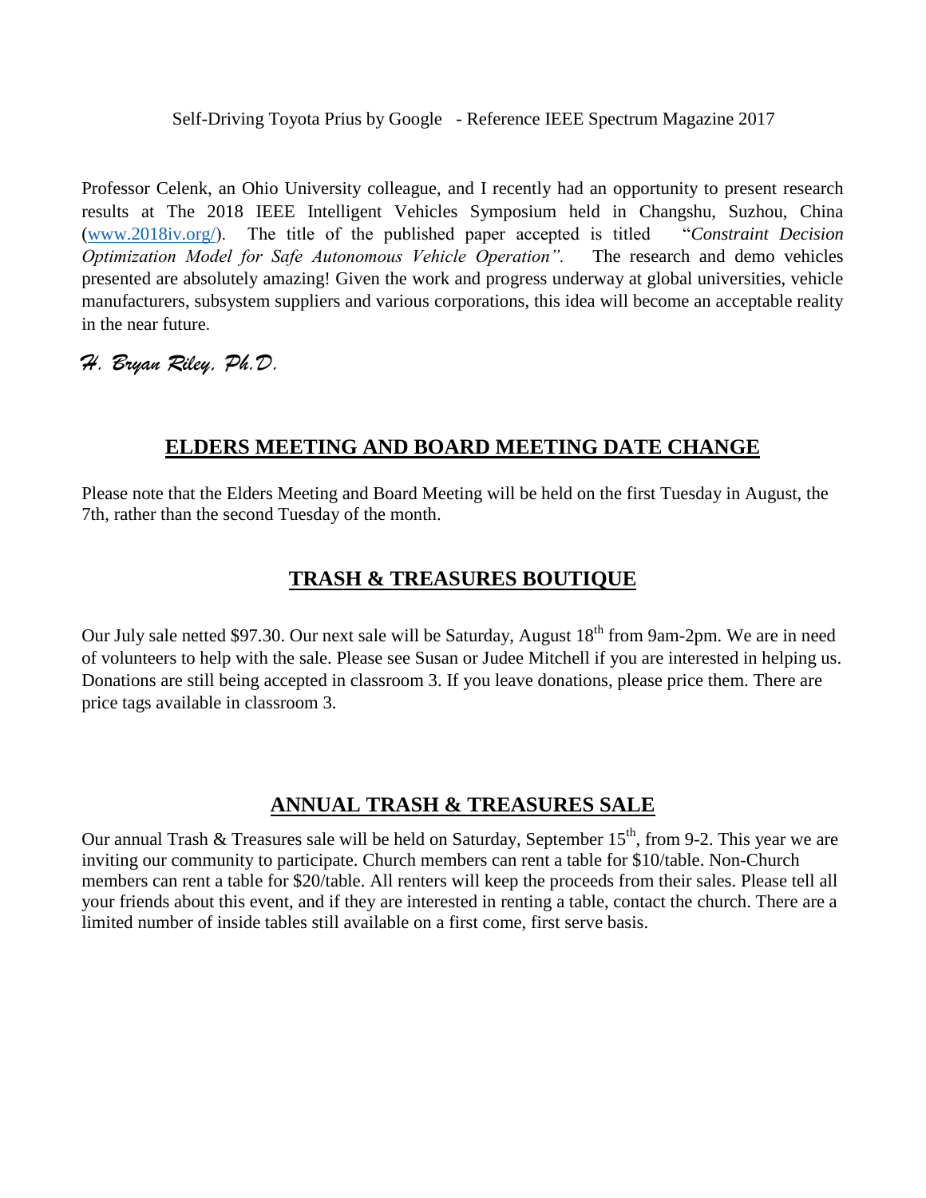Self-Driving Toyota Prius by Google - Reference IEEE Spectrum Magazine 2017

Professor Celenk, an Ohio University colleague, and I recently had an opportunity to present research results at The 2018 IEEE Intelligent Vehicles Symposium held in Changshu, Suzhou, China (www.2018iv.org/). The title of the published paper accepted is titled "*Constraint Decision Optimization Model for Safe Autonomous Vehicle Operation".* The research and demo vehicles presented are absolutely amazing! Given the work and progress underway at global universities, vehicle manufacturers, subsystem suppliers and various corporations, this idea will become an acceptable reality in the near future.

*H. Bryan Riley, Ph.D.*

## ELDERS MEETING AND BOARD MEETING DATE CHANGE

Please note that the Elders Meeting and Board Meeting will be held on the first Tuesday in August, the 7th, rather than the second Tuesday of the month.

## TRASH & TREASURES BOUTIQUE

Our July sale netted $97.30. Our next sale will be Saturday, August 18th from 9am-2pm. We are in need of volunteers to help with the sale. Please see Susan or Judee Mitchell if you are interested in helping us. Donations are still being accepted in classroom 3. If you leave donations, please price them. There are price tags available in classroom 3.

## ANNUAL TRASH & TREASURES SALE

Our annual Trash & Treasures sale will be held on Saturday, September 15th, from 9-2. This year we are inviting our community to participate. Church members can rent a table for $10/table. Non-Church members can rent a table for $20/table. All renters will keep the proceeds from their sales. Please tell all your friends about this event, and if they are interested in renting a table, contact the church. There are a limited number of inside tables still available on a first come, first serve basis.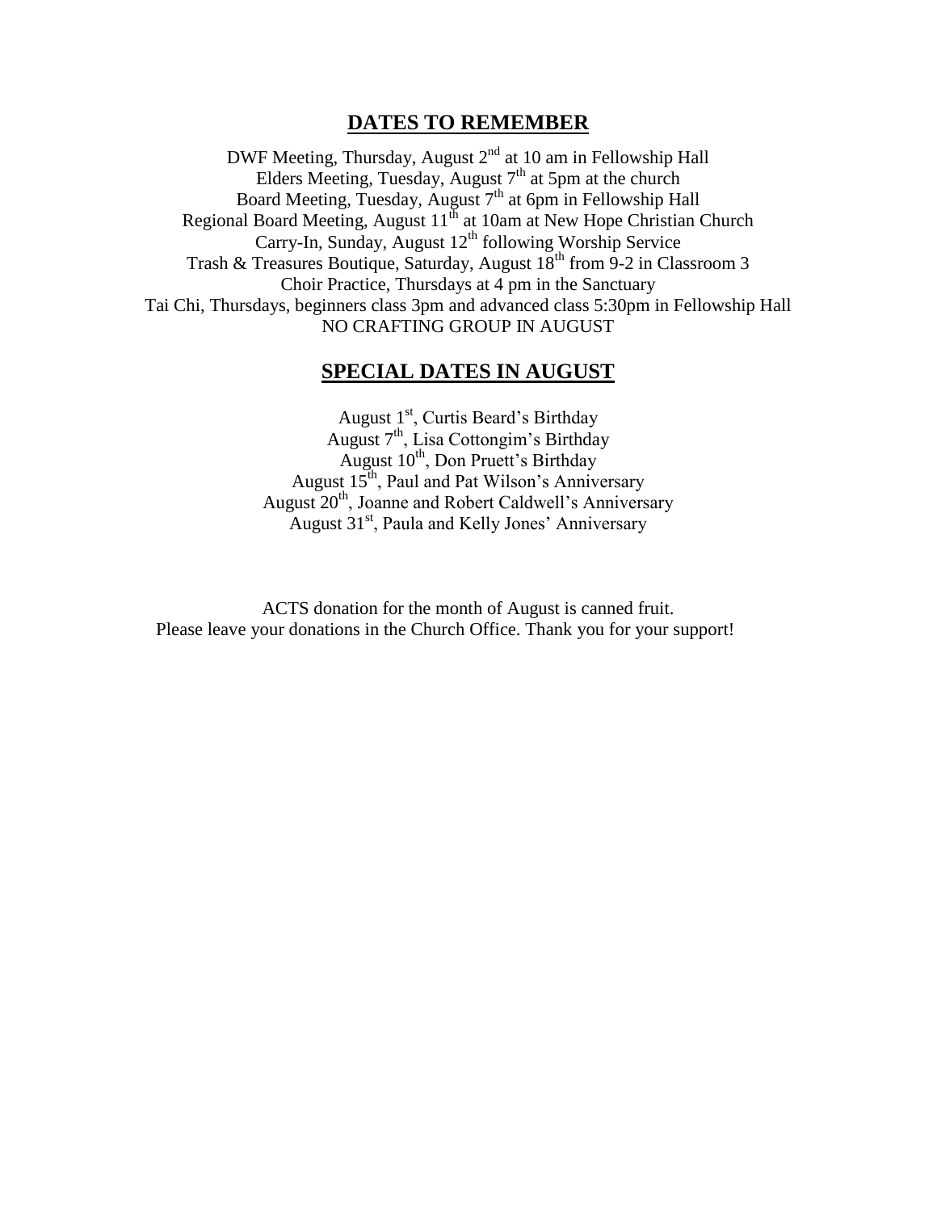## DATES TO REMEMBER

DWF Meeting, Thursday, August 2nd at 10 am in Fellowship Hall
Elders Meeting, Tuesday, August 7th at 5pm at the church
Board Meeting, Tuesday, August 7th at 6pm in Fellowship Hall
Regional Board Meeting, August 11th at 10am at New Hope Christian Church
Carry-In, Sunday, August 12th following Worship Service
Trash & Treasures Boutique, Saturday, August 18th from 9-2 in Classroom 3
Choir Practice, Thursdays at 4 pm in the Sanctuary
Tai Chi, Thursdays, beginners class 3pm and advanced class 5:30pm in Fellowship Hall
NO CRAFTING GROUP IN AUGUST

## SPECIAL DATES IN AUGUST

August 1st, Curtis Beard's Birthday
August 7th, Lisa Cottongim's Birthday
August 10th, Don Pruett's Birthday
August 15th, Paul and Pat Wilson's Anniversary
August 20th, Joanne and Robert Caldwell's Anniversary
August 31st, Paula and Kelly Jones' Anniversary

ACTS donation for the month of August is canned fruit.
Please leave your donations in the Church Office. Thank you for your support!